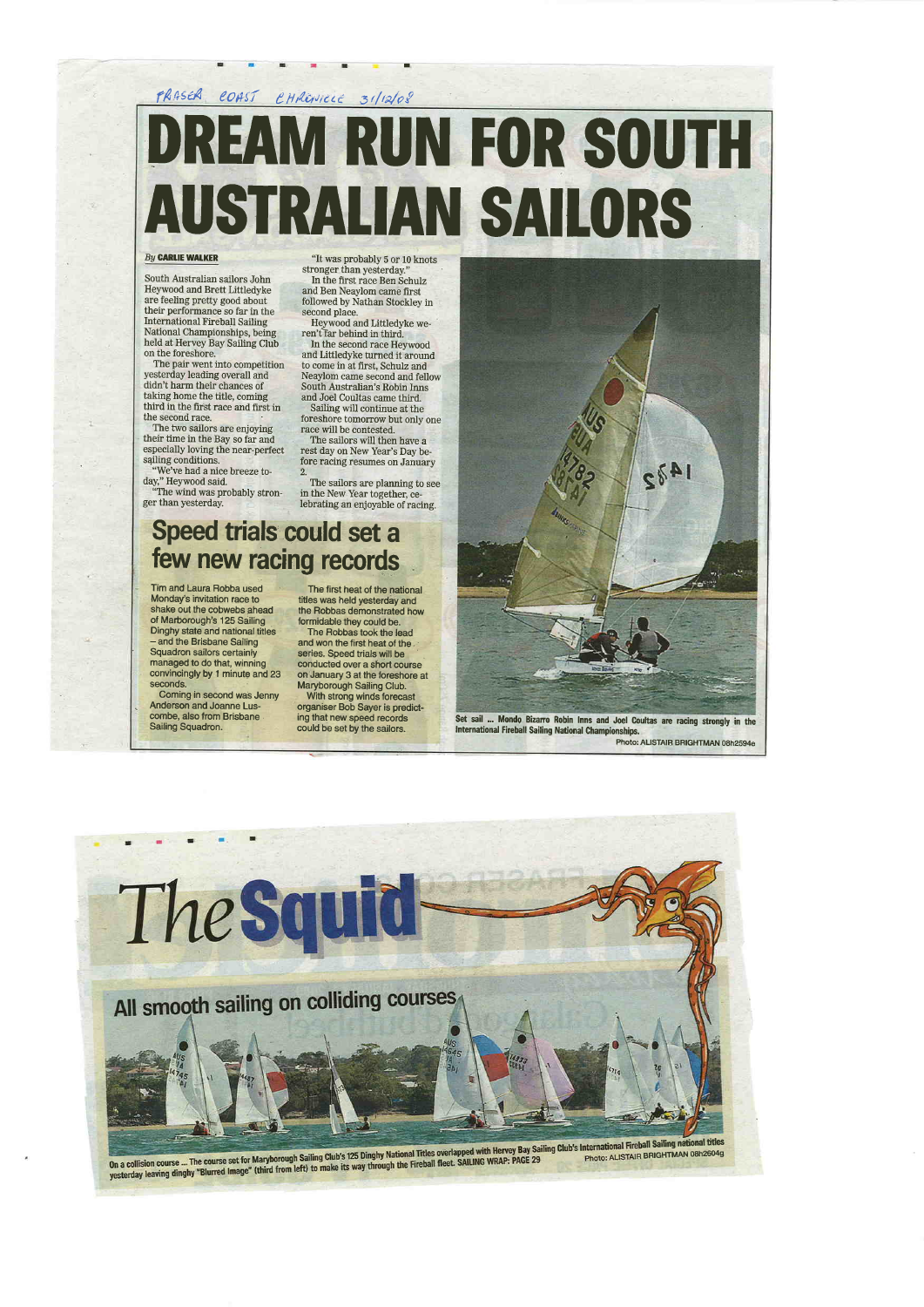FRASER COAST CHRONICLE 31/12/08

# DREAM RUN FOR SOUTH AUSTRALIAN SAILORS

*By* **CARLIE WALKER**

South Australian sailors John Heywood and Brett Littledyke are feeling pretty good about their performance so far in the International Fireball Sailing National Championships, being held at Hervey Bay Sailing Club on the foreshore.

The pair went into competition yesterday leading overall and didn't harm their chances of taking home the title, coming third in the first race and first in the second race.

The two sailors are enjoying their time in the Bay so far and especially loving the near-perfect sailing conditions.

"We've had a nice breeze today," Heywood said.

"The wind was probably stronger than yesterday.

"It was probably 5 or 10 knots stronger than yesterday."

In the first race Ben Schulz and Ben Neaylom came first followed by Nathan Stockley in second place.

Heywood and Littledyke weren't far behind in third.

In the second race Heywood and Littledyke turned it around to come in at first, Schulz and Neaylom came second and fellow South Australian's Robin Inns and Joel Coultas came third.

Sailing will continue at the foreshore tomorrow but only one race will be contested.

The sailors will then have a rest day on New Year's Day before racing resumes on January 2.

The sailors are planning to see in the New Year together, celebrating an enjoyable of racing.

Set sail ... Mondo Bizarro Robin Inns and Joel Coultas are racing strongly in the International Fireball Sailing National Championships.
Photo: ALISTAIR BRIGHTMAN 08h2594e

## Speed trials could set a few new racing records

Tim and Laura Robba used Monday's invitation race to shake out the cobwebs ahead of Marborough's 125 Sailing Dinghy state and national titles – and the Brisbane Sailing Squadron sailors certainly managed to do that, winning convincingly by 1 minute and 23 seconds.

Coming in second was Jenny Anderson and Joanne Luscombe, also from Brisbane Sailing Squadron.

The first heat of the national titles was held yesterday and the Robbas demonstrated how formidable they could be.

The Robbas took the lead and won the first heat of the series. Speed trials will be conducted over a short course on January 3 at the foreshore at Maryborough Sailing Club.

With strong winds forecast organiser Bob Sayer is predicting that new speed records could be set by the sailors.

# The Squid

## All smooth sailing on colliding courses

On a collision course ... The course set for Maryborough Sailing Club's 125 Dinghy National Titles overlapped with Hervey Bay Sailing Club's International Fireball Sailing national titles yesterday leaving dinghy "Blurred Image" (third from left) to make its way through the Fireball fleet. SAILING WRAP: PAGE 29
Photo: ALISTAIR BRIGHTMAN 08h2604g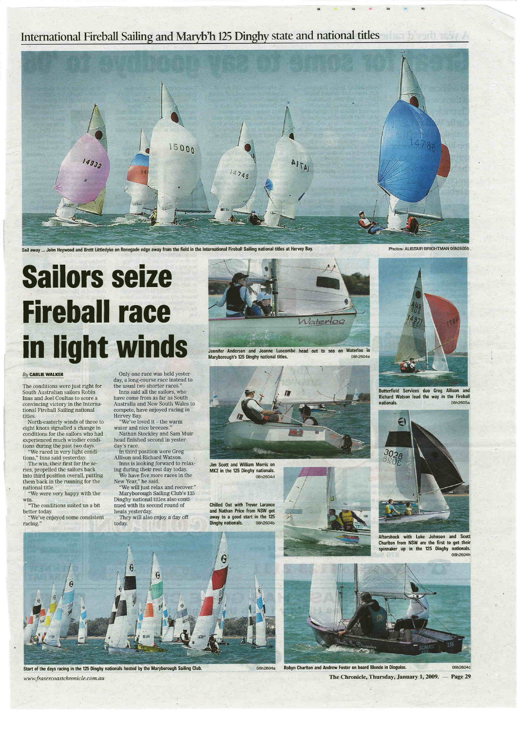International Fireball Sailing and Maryb'h 125 Dinghy state and national titles

Sail away ... John Heywood and Brett Littledyke on Renegade edge away from the field in the International Fireball Sailing national titles at Hervey Bay. Photos: ALISTAIR BRIGHTMAN 08h2605b

# Sailors seize Fireball race in light winds

*By* **CARLIE WALKER**

The conditions were just right for South Australian sailors Robin Inns and Joel Coultas to score a convincing victory in the International Fireball Sailing national titles.

North-easterly winds of three to eight knots signalled a change in conditions for the sailors who had experienced much windier conditions during the past two days.

"We raced in very light conditions," Inns said yesterday.

The win, their first for the series, propelled the sailors back into third position overall, putting them back in the running for the national title.

"We were very happy with the win.

"The conditions suited us a bit better today.

"We've enjoyed some consistent racing."

Only one race was held yesterday, a long-course race instead to the usual two shorter races."

Inns said all the sailors, who have come from as far as South Australia and New South Wales to compete, have enjoyed racing in Hervey Bay.

"We've loved it – the warm water and nice breezes."

Nathan Stockley and Sam Muirhead finished second in yesterday's race.

In third position were Greg Allison and Richard Watson.

Inns is looking forward to relaxing during their rest day today.

We have five more races in the New Year," he said.

"We will just relax and recover."

Maryborough Sailing Club's 125 Dinghy national titles also continued with its second round of heats yesterday.

They will also enjoy a day off today.

Jennifer Anderson and Joanne Luscombe head out to sea on Waterloo in Maryborough's 125 Dinghy national titles. 08h2604e

Butterfield Services duo Greg Allison and Richard Watson lead the way in the Fireball nationals. 08h2605a

Jim Scott and William Morris on MK2 in the 125 Dinghy nationals. 08h2604d

Chilled Out with Trevor Larance and Nathan Price from NSW get away to a good start in the 125 Dinghy nationals. 08h2604b

Aftershock with Luke Johnson and Scott Charlton from NSW are the first to get their spinnaker up in the 125 Dinghy nationals. 08h2604h

Start of the days racing in the 125 Dinghy nationals hosted by the Maryborough Sailing Club. 08h2604a

Robyn Charlton and Andrew Foster on board Blonde in Disguise. 08h2604c

www.frasercoastchronicle.com.au

The Chronicle, Thursday, January 1, 2009.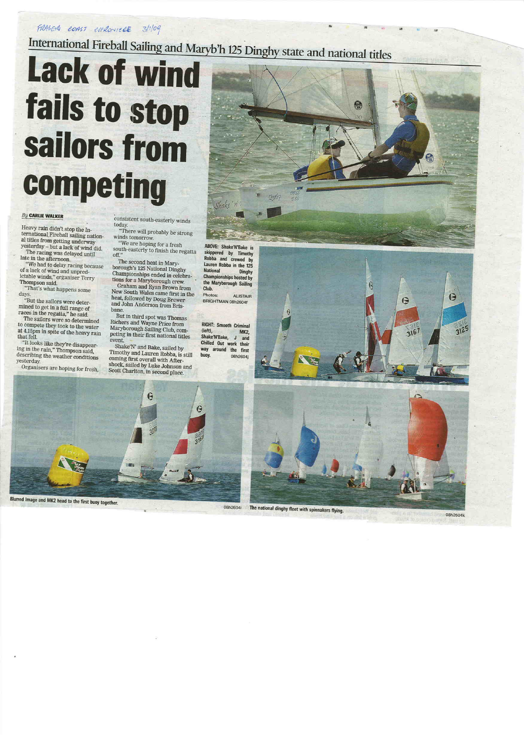FRASER COAST CHRONICLE 3/1/09

International Fireball Sailing and Maryb'h 125 Dinghy state and national titles

# Lack of wind fails to stop sailors from competing

*By* **CARLIE WALKER**

Heavy rain didn't stop the International Fireball sailing national titles from getting underway yesterday – but a lack of wind did.

The racing was delayed until late in the afternoon.

"We had to delay racing because of a lack of wind and unpredictable winds," organiser Terry Thompson said.

"That's what happens some days.

"But the sailors were determined to get in a full range of races in the regatta," he said.

The sailors were so determined to compete they took to the water at 4.15pm in spite of the heavy rain that fell.

"It looks like they're disappearing in the rain," Thompson said, describing the weather conditions yesterday.

Organisers are hoping for fresh, consistent south-easterly winds today.

"There will probably be strong winds tomorrow.

"We are hoping for a fresh south-easterly to finish the regatta off."

The second heat in Maryborough's 125 National Dinghy Championships ended in celebrations for a Maryborough crew.

Graham and Ryan Brown from New South Wales came first in the heat, followed by Doug Brewer and John Anderson from Brisbane.

But in third spot was Thomas Richers and Wayne Price from Maryborough Sailing Club, competing in their first national titles event.

Shake'N' and Bake, sailed by Timothy and Lauren Robba, is still coming first overall with Aftershock, sailed by Luke Johnson and Scott Charlton, in second place.

**ABOVE: Shake'N'Bake is skippered by Timothy Robba and crewed by Lauren Robba in the 125 National Dinghy Championships hosted by the Maryborough Sailing Club.**

Photos: ALISTAIR BRIGHTMAN 08h2604f

**RIGHT: Smooth Criminal (left), MK2, Shake'N'Bake, J and Chilled Out work their way around the first buoy.** 08h2604j

**Blurred Image and MK2 head to the first buoy together.** 08h2604i

**The national dinghy fleet with spinnakers flying.** 08h2604k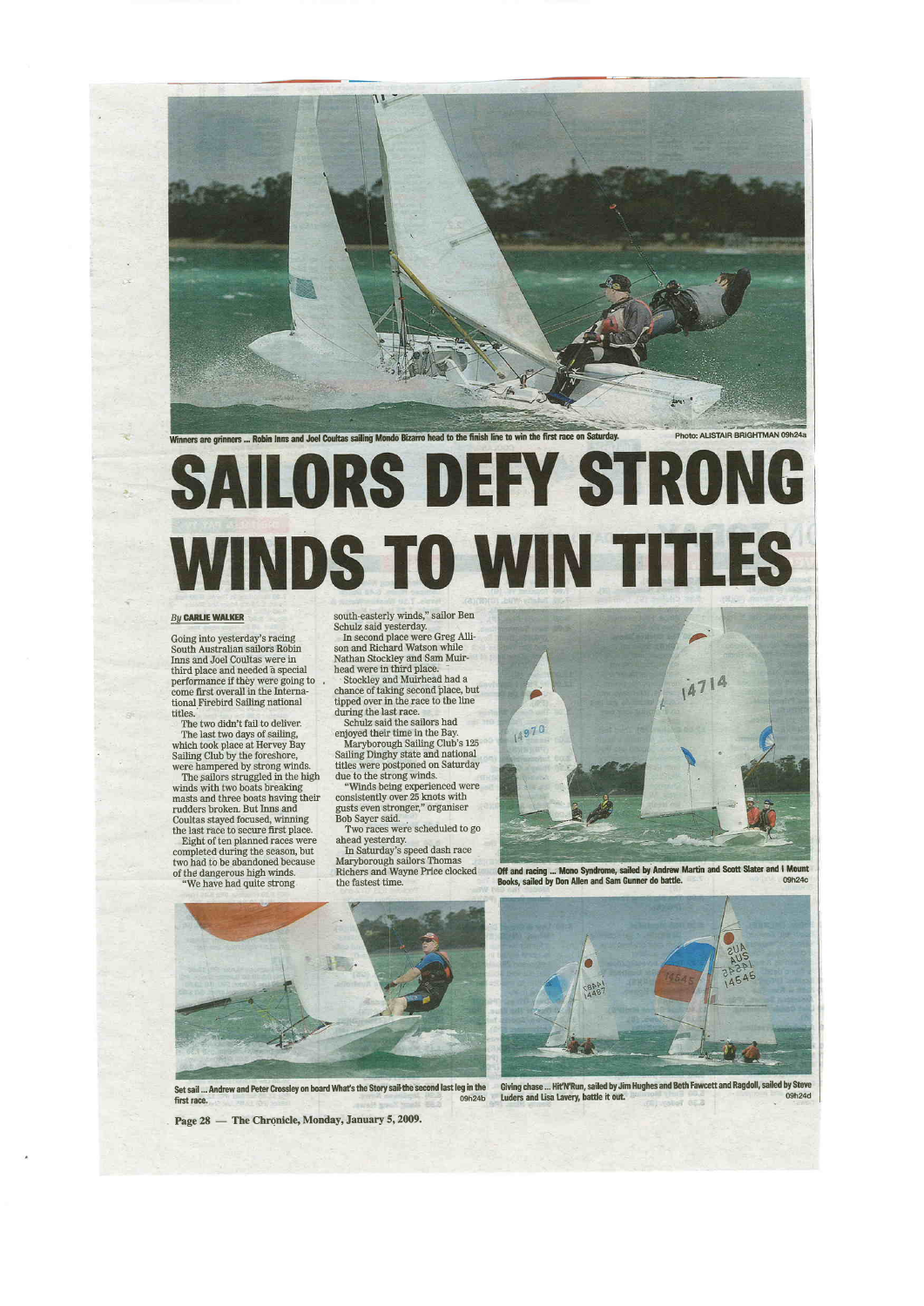Winners are grinners ... Robin Inns and Joel Coultas sailing Mondo Bizarro head to the finish line to win the first race on Saturday. Photo: ALISTAIR BRIGHTMAN 09h24a

# SAILORS DEFY STRONG WINDS TO WIN TITLES

**By CARLIE WALKER**

Going into yesterday's racing South Australian sailors Robin Inns and Joel Coultas were in third place and needed a special performance if they were going to come first overall in the International Firebird Sailing national titles.

The two didn't fail to deliver.

The last two days of sailing, which took place at Hervey Bay Sailing Club by the foreshore, were hampered by strong winds.

The sailors struggled in the high winds with two boats breaking masts and three boats having their rudders broken. But Inns and Coultas stayed focused, winning the last race to secure first place.

Eight of ten planned races were completed during the season, but two had to be abandoned because of the dangerous high winds.

"We have had quite strong south-easterly winds," sailor Ben Schulz said yesterday.

In second place were Greg Allison and Richard Watson while Nathan Stockley and Sam Muirhead were in third place.

Stockley and Muirhead had a chance of taking second place, but tipped over in the race to the line during the last race.

Schulz said the sailors had enjoyed their time in the Bay.

Maryborough Sailing Club's 125 Sailing Dinghy state and national titles were postponed on Saturday due to the strong winds.

"Winds being experienced were consistently over 25 knots with gusts even stronger," organiser Bob Sayer said.

Two races were scheduled to go ahead yesterday.

In Saturday's speed dash race Maryborough sailors Thomas Richers and Wayne Price clocked the fastest time.

Off and racing ... Mono Syndrome, sailed by Andrew Martin and Scott Slater and I Mount Books, sailed by Don Allen and Sam Gunner do battle. 09h24c

Set sail ... Andrew and Peter Crossley on board What's the Story sail the second last leg in the first race. 09h24b

Giving chase ... Hit'N'Run, sailed by Jim Hughes and Beth Fawcett and Ragdoll, sailed by Steve Luders and Lisa Lavery, battle it out. 09h24d

Page 28 — The Chronicle, Monday, January 5, 2009.